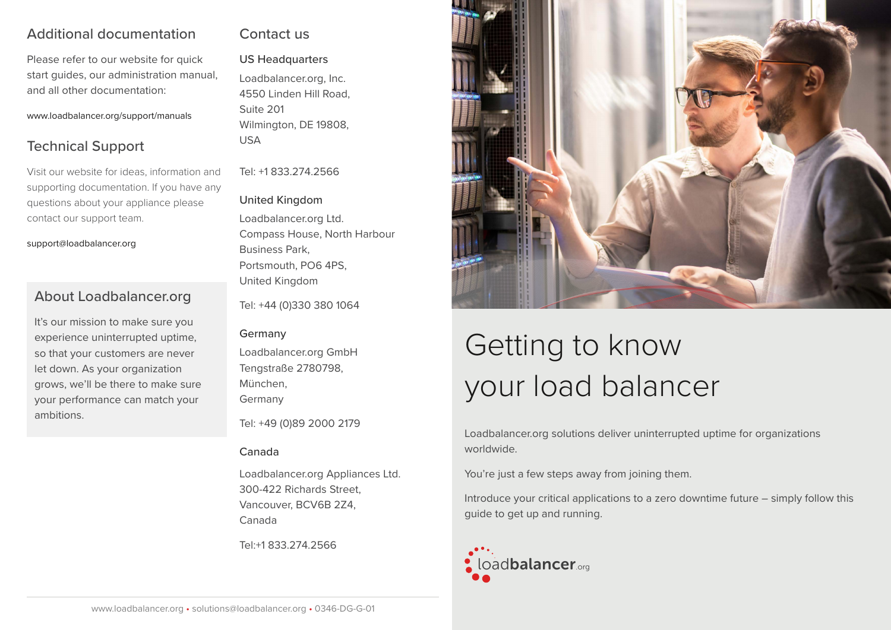## Additional documentation

Please refer to our website for quick start guides, our administration manual, and all other documentation:

www.loadbalancer.org/support/manuals

## Technical Support

Visit our website for ideas, information and supporting documentation. If you have any questions about your appliance please contact our support team.

support@loadbalancer.org

## About Loadbalancer.org

It's our mission to make sure you experience uninterrupted uptime, so that your customers are never let down. As your organization grows, we'll be there to make sure your performance can match your ambitions.

## Contact us

### US Headquarters

Loadbalancer.org, Inc.
4550 Linden Hill Road,
Suite 201
Wilmington, DE 19808,
USA

Tel: +1 833.274.2566

### United Kingdom

Loadbalancer.org Ltd.
Compass House, North Harbour
Business Park,
Portsmouth, PO6 4PS,
United Kingdom

Tel: +44 (0)330 380 1064

### Germany

Loadbalancer.org GmbH
Tengstraße 2780798,
München,
Germany

Tel: +49 (0)89 2000 2179

### Canada

Loadbalancer.org Appliances Ltd.
300-422 Richards Street,
Vancouver, BCV6B 2Z4,
Canada

Tel:+1 833.274.2566

www.loadbalancer.org • solutions@loadbalancer.org • 0346-DG-G-01

# Getting to know your load balancer

Loadbalancer.org solutions deliver uninterrupted uptime for organizations worldwide.

You're just a few steps away from joining them.

Introduce your critical applications to a zero downtime future – simply follow this guide to get up and running.

loadbalancer.org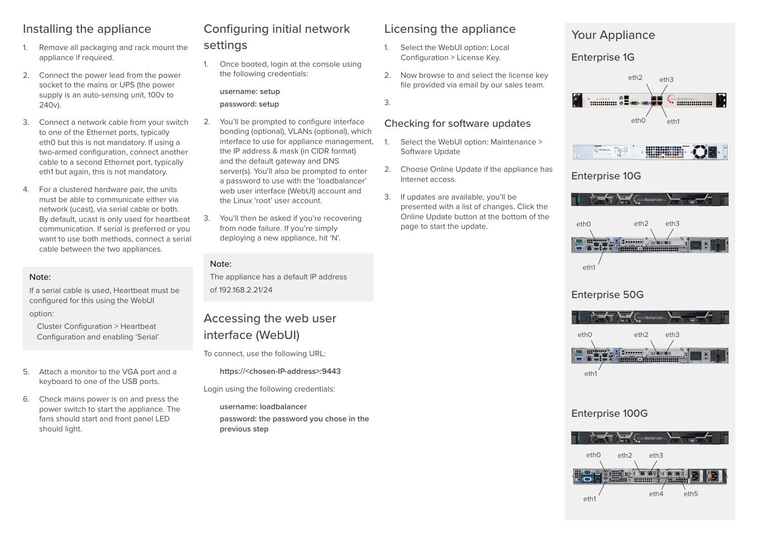## Installing the appliance

1. Remove all packaging and rack mount the appliance if required.
2. Connect the power lead from the power socket to the mains or UPS (the power supply is an auto-sensing unit, 100v to 240v).
3. Connect a network cable from your switch to one of the Ethernet ports, typically eth0 but this is not mandatory. If using a two-armed configuration, connect another cable to a second Ethernet port, typically eth1 but again, this is not mandatory.
4. For a clustered hardware pair, the units must be able to communicate either via network (ucast), via serial cable or both. By default, ucast is only used for heartbeat communication. If serial is preferred or you want to use both methods, connect a serial cable between the two appliances.

> Note:
>
> If a serial cable is used, Heartbeat must be configured for this using the WebUI option:
>
> Cluster Configuration > Heartbeat Configuration and enabling 'Serial'

5. Attach a monitor to the VGA port and a keyboard to one of the USB ports.
6. Check mains power is on and press the power switch to start the appliance. The fans should start and front panel LED should light.

## Configuring initial network settings

1. Once booted, login at the console using the following credentials:

   **username: setup**

   **password: setup**

2. You'll be prompted to configure interface bonding (optional), VLANs (optional), which interface to use for appliance management, the IP address & mask (in CIDR format) and the default gateway and DNS server(s). You'll also be prompted to enter a password to use with the 'loadbalancer' web user interface (WebUI) account and the Linux 'root' user account.
3. You'll then be asked if you're recovering from node failure. If you're simply deploying a new appliance, hit 'N'.

> Note:
>
> The appliance has a default IP address of 192.168.2.21/24

## Accessing the web user interface (WebUI)

To connect, use the following URL:

**https://<chosen-IP-address>:9443**

Login using the following credentials:

**username: loadbalancer**

**password: the password you chose in the previous step**

## Licensing the appliance

1. Select the WebUI option: Local Configuration > License Key.
2. Now browse to and select the license key file provided via email by our sales team.
3.

## Checking for software updates

1. Select the WebUI option: Maintenance > Software Update
2. Choose Online Update if the appliance has Internet access.
3. If updates are available, you'll be presented with a list of changes. Click the Online Update button at the bottom of the page to start the update.

## Your Appliance

### Enterprise 1G

eth2 eth3

eth0 eth1

### Enterprise 10G

eth0 eth2 eth3

eth1

### Enterprise 50G

eth0 eth2 eth3

eth1

### Enterprise 100G

eth0 eth2 eth3

eth1 eth4 eth5